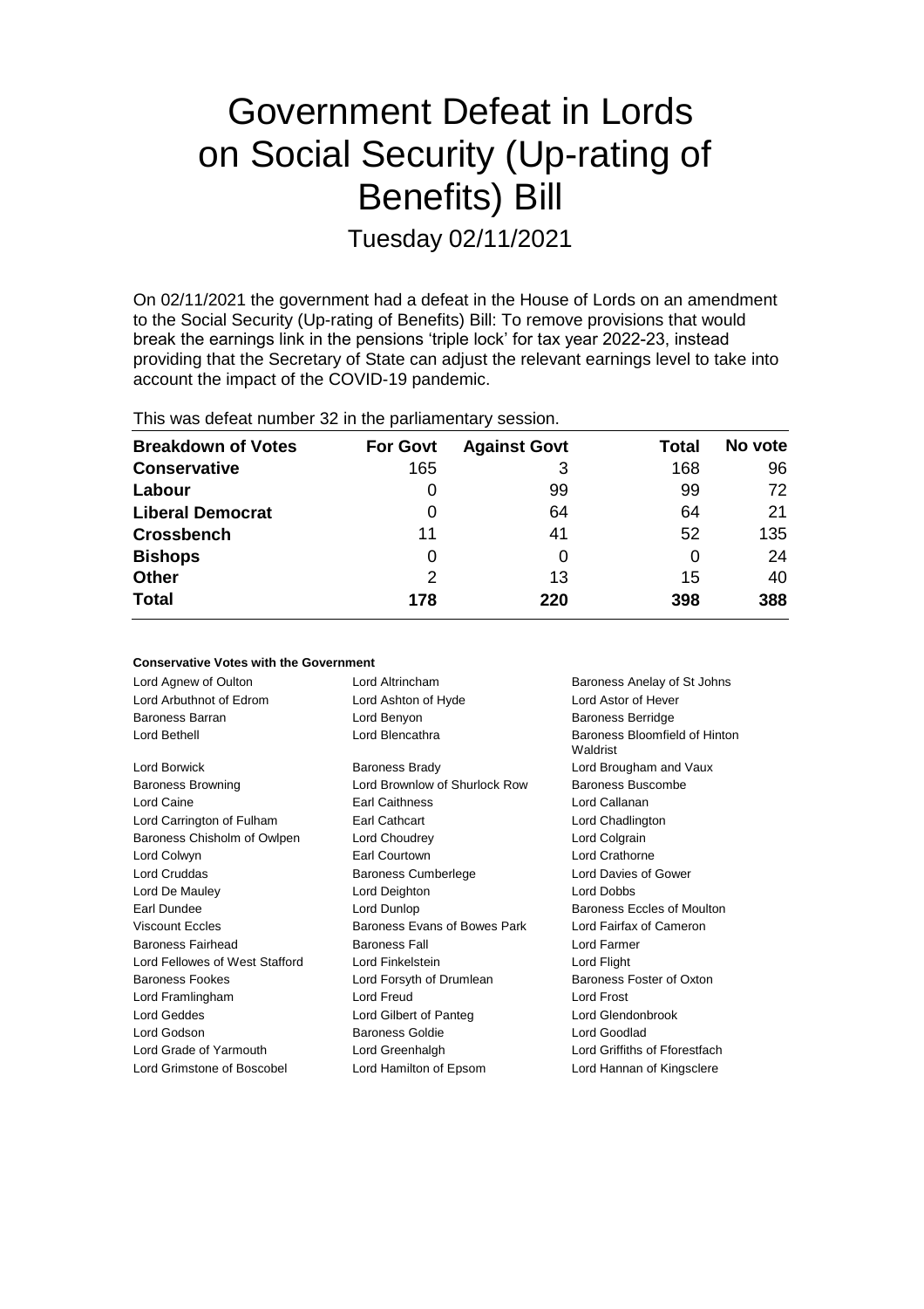# Government Defeat in Lords on Social Security (Up-rating of Benefits) Bill

Tuesday 02/11/2021

On 02/11/2021 the government had a defeat in the House of Lords on an amendment to the Social Security (Up-rating of Benefits) Bill: To remove provisions that would break the earnings link in the pensions 'triple lock' for tax year 2022-23, instead providing that the Secretary of State can adjust the relevant earnings level to take into account the impact of the COVID-19 pandemic.

This was defeat number 32 in the parliamentary session.

| Breakdown of Votes | For Govt | Against Govt | Total | No vote |
|---|---|---|---|---|
| Conservative | 165 | 3 | 168 | 96 |
| Labour | 0 | 99 | 99 | 72 |
| Liberal Democrat | 0 | 64 | 64 | 21 |
| Crossbench | 11 | 41 | 52 | 135 |
| Bishops | 0 | 0 | 0 | 24 |
| Other | 2 | 13 | 15 | 40 |
| **Total** | **178** | **220** | **398** | **388** |

**Conservative Votes with the Government**

| | | |
|---|---|---|
| Lord Agnew of Oulton | Lord Altrincham | Baroness Anelay of St Johns |
| Lord Arbuthnot of Edrom | Lord Ashton of Hyde | Lord Astor of Hever |
| Baroness Barran | Lord Benyon | Baroness Berridge |
| Lord Bethell | Lord Blencathra | Baroness Bloomfield of Hinton Waldrist |
| Lord Borwick | Baroness Brady | Lord Brougham and Vaux |
| Baroness Browning | Lord Brownlow of Shurlock Row | Baroness Buscombe |
| Lord Caine | Earl Caithness | Lord Callanan |
| Lord Carrington of Fulham | Earl Cathcart | Lord Chadlington |
| Baroness Chisholm of Owlpen | Lord Choudrey | Lord Colgrain |
| Lord Colwyn | Earl Courtown | Lord Crathorne |
| Lord Cruddas | Baroness Cumberlege | Lord Davies of Gower |
| Lord De Mauley | Lord Deighton | Lord Dobbs |
| Earl Dundee | Lord Dunlop | Baroness Eccles of Moulton |
| Viscount Eccles | Baroness Evans of Bowes Park | Lord Fairfax of Cameron |
| Baroness Fairhead | Baroness Fall | Lord Farmer |
| Lord Fellowes of West Stafford | Lord Finkelstein | Lord Flight |
| Baroness Fookes | Lord Forsyth of Drumlean | Baroness Foster of Oxton |
| Lord Framlingham | Lord Freud | Lord Frost |
| Lord Geddes | Lord Gilbert of Panteg | Lord Glendonbrook |
| Lord Godson | Baroness Goldie | Lord Goodlad |
| Lord Grade of Yarmouth | Lord Greenhalgh | Lord Griffiths of Fforestfach |
| Lord Grimstone of Boscobel | Lord Hamilton of Epsom | Lord Hannan of Kingsclere |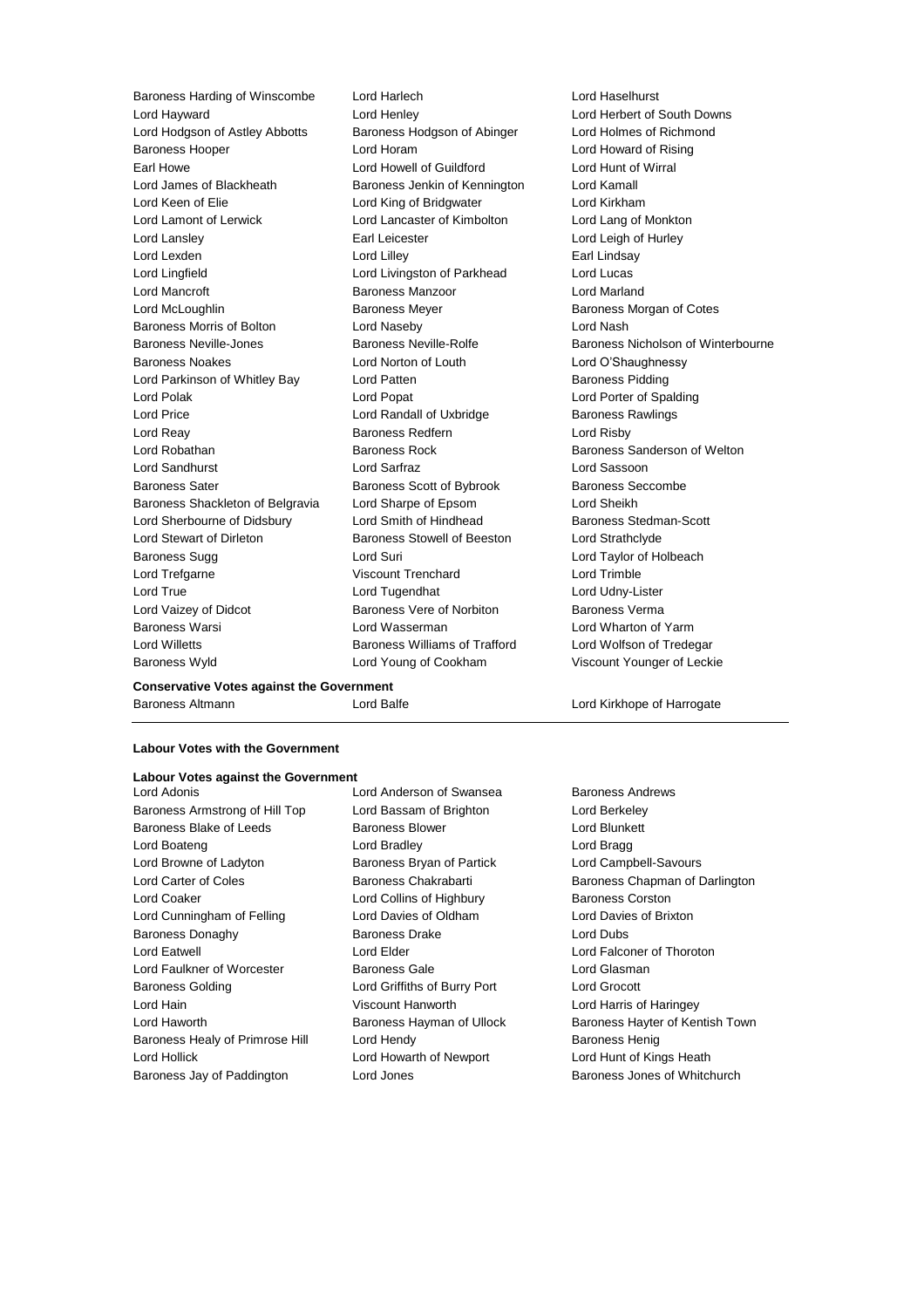Baroness Harding of Winscombe
Lord Harlech
Lord Haselhurst
Lord Hayward
Lord Henley
Lord Herbert of South Downs
Lord Hodgson of Astley Abbotts
Baroness Hodgson of Abinger
Lord Holmes of Richmond
Baroness Hooper
Lord Horam
Lord Howard of Rising
Earl Howe
Lord Howell of Guildford
Lord Hunt of Wirral
Lord James of Blackheath
Baroness Jenkin of Kennington
Lord Kamall
Lord Keen of Elie
Lord King of Bridgwater
Lord Kirkham
Lord Lamont of Lerwick
Lord Lancaster of Kimbolton
Lord Lang of Monkton
Lord Lansley
Earl Leicester
Lord Leigh of Hurley
Lord Lexden
Lord Lilley
Earl Lindsay
Lord Lingfield
Lord Livingston of Parkhead
Lord Lucas
Lord Mancroft
Baroness Manzoor
Lord Marland
Lord McLoughlin
Baroness Meyer
Baroness Morgan of Cotes
Baroness Morris of Bolton
Lord Naseby
Lord Nash
Baroness Neville-Jones
Baroness Neville-Rolfe
Baroness Nicholson of Winterbourne
Baroness Noakes
Lord Norton of Louth
Lord O'Shaughnessy
Lord Parkinson of Whitley Bay
Lord Patten
Baroness Pidding
Lord Polak
Lord Popat
Lord Porter of Spalding
Lord Price
Lord Randall of Uxbridge
Baroness Rawlings
Lord Reay
Baroness Redfern
Lord Risby
Lord Robathan
Baroness Rock
Baroness Sanderson of Welton
Lord Sandhurst
Lord Sarfraz
Lord Sassoon
Baroness Sater
Baroness Scott of Bybrook
Baroness Seccombe
Baroness Shackleton of Belgravia
Lord Sharpe of Epsom
Lord Sheikh
Lord Sherbourne of Didsbury
Lord Smith of Hindhead
Baroness Stedman-Scott
Lord Stewart of Dirleton
Baroness Stowell of Beeston
Lord Strathclyde
Baroness Sugg
Lord Suri
Lord Taylor of Holbeach
Lord Trefgarne
Viscount Trenchard
Lord Trimble
Lord True
Lord Tugendhat
Lord Udny-Lister
Lord Vaizey of Didcot
Baroness Vere of Norbiton
Baroness Verma
Baroness Warsi
Lord Wasserman
Lord Wharton of Yarm
Lord Willetts
Baroness Williams of Trafford
Lord Wolfson of Tredegar
Baroness Wyld
Lord Young of Cookham
Viscount Younger of Leckie

**Conservative Votes against the Government**

Baroness Altmann
Lord Balfe
Lord Kirkhope of Harrogate

---

**Labour Votes with the Government**

**Labour Votes against the Government**

Lord Adonis
Lord Anderson of Swansea
Baroness Andrews
Baroness Armstrong of Hill Top
Lord Bassam of Brighton
Lord Berkeley
Baroness Blake of Leeds
Baroness Blower
Lord Blunkett
Lord Boateng
Lord Bradley
Lord Bragg
Lord Browne of Ladyton
Baroness Bryan of Partick
Lord Campbell-Savours
Lord Carter of Coles
Baroness Chakrabarti
Baroness Chapman of Darlington
Lord Coaker
Lord Collins of Highbury
Baroness Corston
Lord Cunningham of Felling
Lord Davies of Oldham
Lord Davies of Brixton
Baroness Donaghy
Baroness Drake
Lord Dubs
Lord Eatwell
Lord Elder
Lord Falconer of Thoroton
Lord Faulkner of Worcester
Baroness Gale
Lord Glasman
Baroness Golding
Lord Griffiths of Burry Port
Lord Grocott
Lord Hain
Viscount Hanworth
Lord Harris of Haringey
Lord Haworth
Baroness Hayman of Ullock
Baroness Hayter of Kentish Town
Baroness Healy of Primrose Hill
Lord Hendy
Baroness Henig
Lord Hollick
Lord Howarth of Newport
Lord Hunt of Kings Heath
Baroness Jay of Paddington
Lord Jones
Baroness Jones of Whitchurch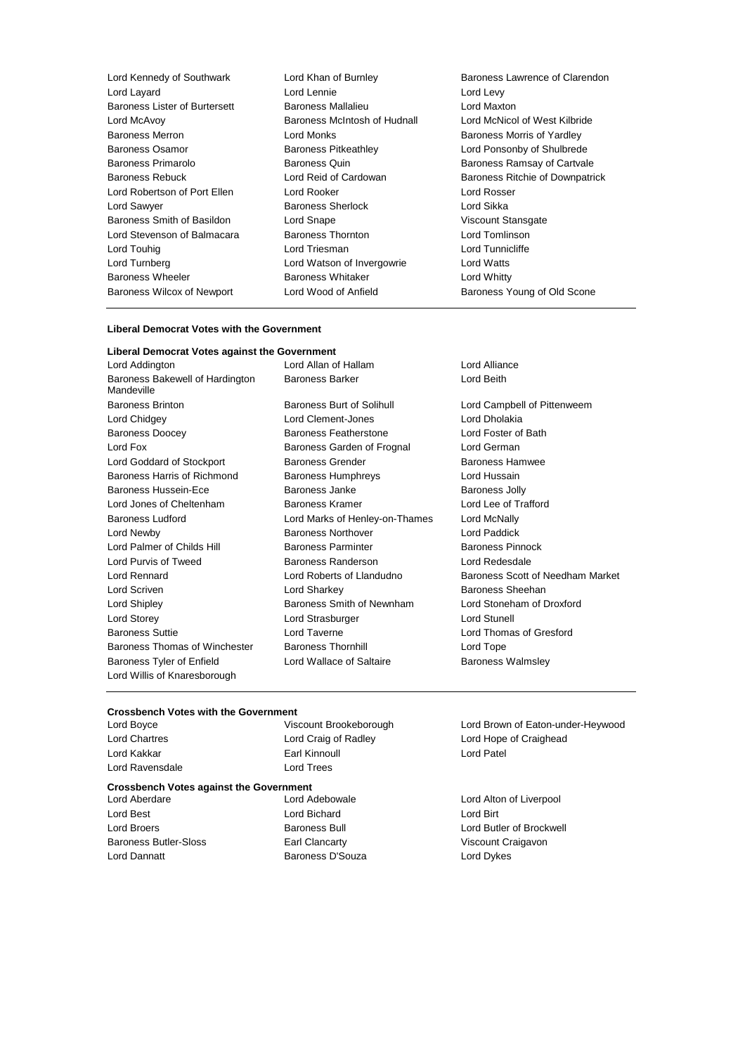Lord Kennedy of Southwark
Lord Khan of Burnley
Baroness Lawrence of Clarendon
Lord Layard
Lord Lennie
Lord Levy
Baroness Lister of Burtersett
Baroness Mallalieu
Lord Maxton
Lord McAvoy
Baroness McIntosh of Hudnall
Lord McNicol of West Kilbride
Baroness Merron
Lord Monks
Baroness Morris of Yardley
Baroness Osamor
Baroness Pitkeathley
Lord Ponsonby of Shulbrede
Baroness Primarolo
Baroness Quin
Baroness Ramsay of Cartvale
Baroness Rebuck
Lord Reid of Cardowan
Baroness Ritchie of Downpatrick
Lord Robertson of Port Ellen
Lord Rooker
Lord Rosser
Lord Sawyer
Baroness Sherlock
Lord Sikka
Baroness Smith of Basildon
Lord Snape
Viscount Stansgate
Lord Stevenson of Balmacara
Baroness Thornton
Lord Tomlinson
Lord Touhig
Lord Triesman
Lord Tunnicliffe
Lord Turnberg
Lord Watson of Invergowrie
Lord Watts
Baroness Wheeler
Baroness Whitaker
Lord Whitty
Baroness Wilcox of Newport
Lord Wood of Anfield
Baroness Young of Old Scone

---

**Liberal Democrat Votes with the Government**

**Liberal Democrat Votes against the Government**

Lord Addington
Lord Allan of Hallam
Lord Alliance
Baroness Bakewell of Hardington Mandeville
Baroness Barker
Lord Beith
Baroness Brinton
Baroness Burt of Solihull
Lord Campbell of Pittenweem
Lord Chidgey
Lord Clement-Jones
Lord Dholakia
Baroness Doocey
Baroness Featherstone
Lord Foster of Bath
Lord Fox
Baroness Garden of Frognal
Lord German
Lord Goddard of Stockport
Baroness Grender
Baroness Hamwee
Baroness Harris of Richmond
Baroness Humphreys
Lord Hussain
Baroness Hussein-Ece
Baroness Janke
Baroness Jolly
Lord Jones of Cheltenham
Baroness Kramer
Lord Lee of Trafford
Baroness Ludford
Lord Marks of Henley-on-Thames
Lord McNally
Lord Newby
Baroness Northover
Lord Paddick
Lord Palmer of Childs Hill
Baroness Parminter
Baroness Pinnock
Lord Purvis of Tweed
Baroness Randerson
Lord Redesdale
Lord Rennard
Lord Roberts of Llandudno
Baroness Scott of Needham Market
Lord Scriven
Lord Sharkey
Baroness Sheehan
Lord Shipley
Baroness Smith of Newnham
Lord Stoneham of Droxford
Lord Storey
Lord Strasburger
Lord Stunell
Baroness Suttie
Lord Taverne
Lord Thomas of Gresford
Baroness Thomas of Winchester
Baroness Thornhill
Lord Tope
Baroness Tyler of Enfield
Lord Wallace of Saltaire
Baroness Walmsley
Lord Willis of Knaresborough

---

**Crossbench Votes with the Government**

Lord Boyce
Viscount Brookeborough
Lord Brown of Eaton-under-Heywood
Lord Chartres
Lord Craig of Radley
Lord Hope of Craighead
Lord Kakkar
Earl Kinnoull
Lord Patel
Lord Ravensdale
Lord Trees

**Crossbench Votes against the Government**

Lord Aberdare
Lord Adebowale
Lord Alton of Liverpool
Lord Best
Lord Bichard
Lord Birt
Lord Broers
Baroness Bull
Lord Butler of Brockwell
Baroness Butler-Sloss
Earl Clancarty
Viscount Craigavon
Lord Dannatt
Baroness D'Souza
Lord Dykes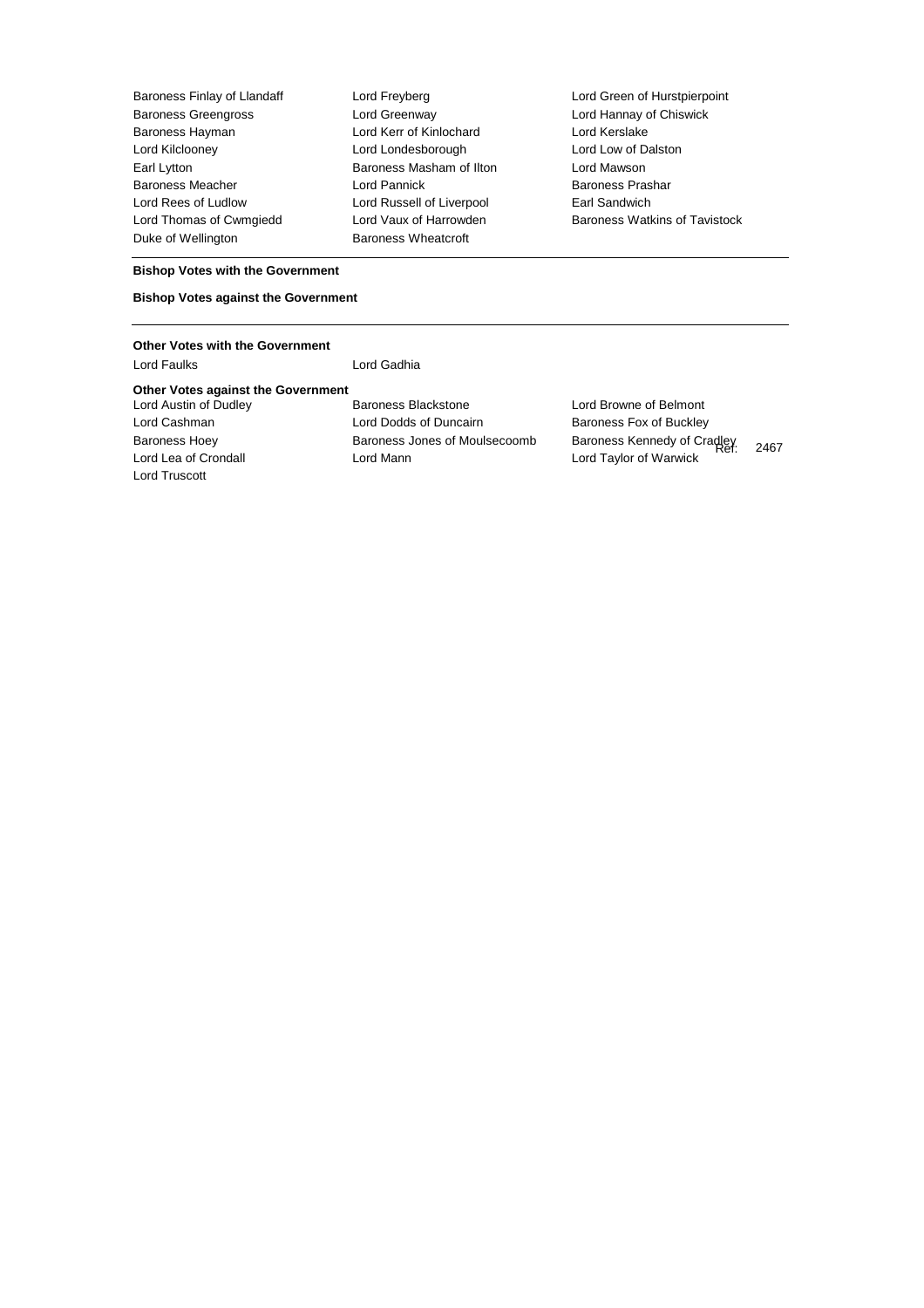| | | |
|---|---|---|
| Baroness Finlay of Llandaff | Lord Freyberg | Lord Green of Hurstpierpoint |
| Baroness Greengross | Lord Greenway | Lord Hannay of Chiswick |
| Baroness Hayman | Lord Kerr of Kinlochard | Lord Kerslake |
| Lord Kilclooney | Lord Londesborough | Lord Low of Dalston |
| Earl Lytton | Baroness Masham of Ilton | Lord Mawson |
| Baroness Meacher | Lord Pannick | Baroness Prashar |
| Lord Rees of Ludlow | Lord Russell of Liverpool | Earl Sandwich |
| Lord Thomas of Cwmgiedd | Lord Vaux of Harrowden | Baroness Watkins of Tavistock |
| Duke of Wellington | Baroness Wheatcroft | |

**Bishop Votes with the Government**

**Bishop Votes against the Government**

**Other Votes with the Government**

| | |
|---|---|
| Lord Faulks | Lord Gadhia |

**Other Votes against the Government**

| | | |
|---|---|---|
| Lord Austin of Dudley | Baroness Blackstone | Lord Browne of Belmont |
| Lord Cashman | Lord Dodds of Duncairn | Baroness Fox of Buckley |
| Baroness Hoey | Baroness Jones of Moulsecoomb | Baroness Kennedy of Cradley |
| Lord Lea of Crondall | Lord Mann | Lord Taylor of Warwick |
| Lord Truscott | | |

Ref: 2467